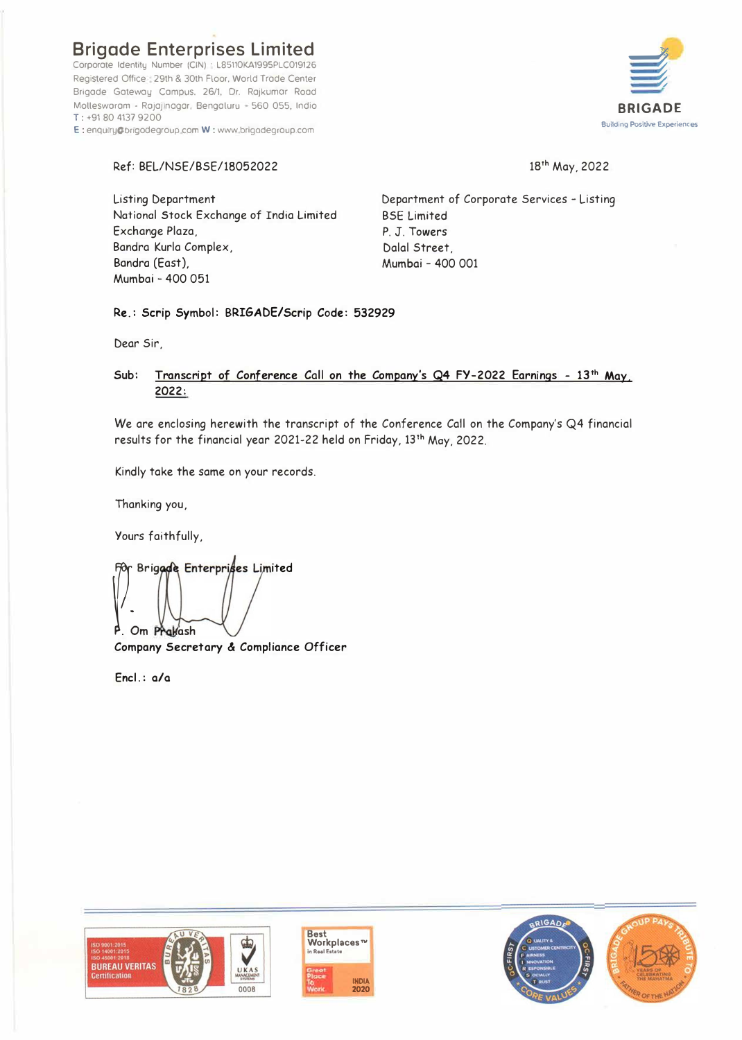# Brigade Enterprises Limited

Corporate Identity Number (CIN) : L85110KA1995PLC019126
Registered Office : 29th & 30th Floor, World Trade Center
Brigade Gateway Campus, 26/1, Dr. Rajkumar Road
Malleswaram - Rajajinagar, Bengaluru - 560 055, India
T : +91 80 4137 9200
E : enquiry@brigadegroup.com W : www.brigadegroup.com

BRIGADE
Building Positive Experiences

Ref: BEL/NSE/BSE/18052022

18th May, 2022

Listing Department
National Stock Exchange of India Limited
Exchange Plaza,
Bandra Kurla Complex,
Bandra (East),
Mumbai - 400 051

Department of Corporate Services - Listing
BSE Limited
P. J. Towers
Dalal Street,
Mumbai - 400 001

**Re.: Scrip Symbol: BRIGADE/Scrip Code: 532929**

Dear Sir,

**Sub:** Transcript of Conference Call on the Company's Q4 FY-2022 Earnings - 13th May, 2022:

We are enclosing herewith the transcript of the Conference Call on the Company's Q4 financial results for the financial year 2021-22 held on Friday, 13th May, 2022.

Kindly take the same on your records.

Thanking you,

Yours faithfully,

**For Brigade Enterprises Limited**

**P. Om Prakash**
**Company Secretary & Compliance Officer**

**Encl.: a/a**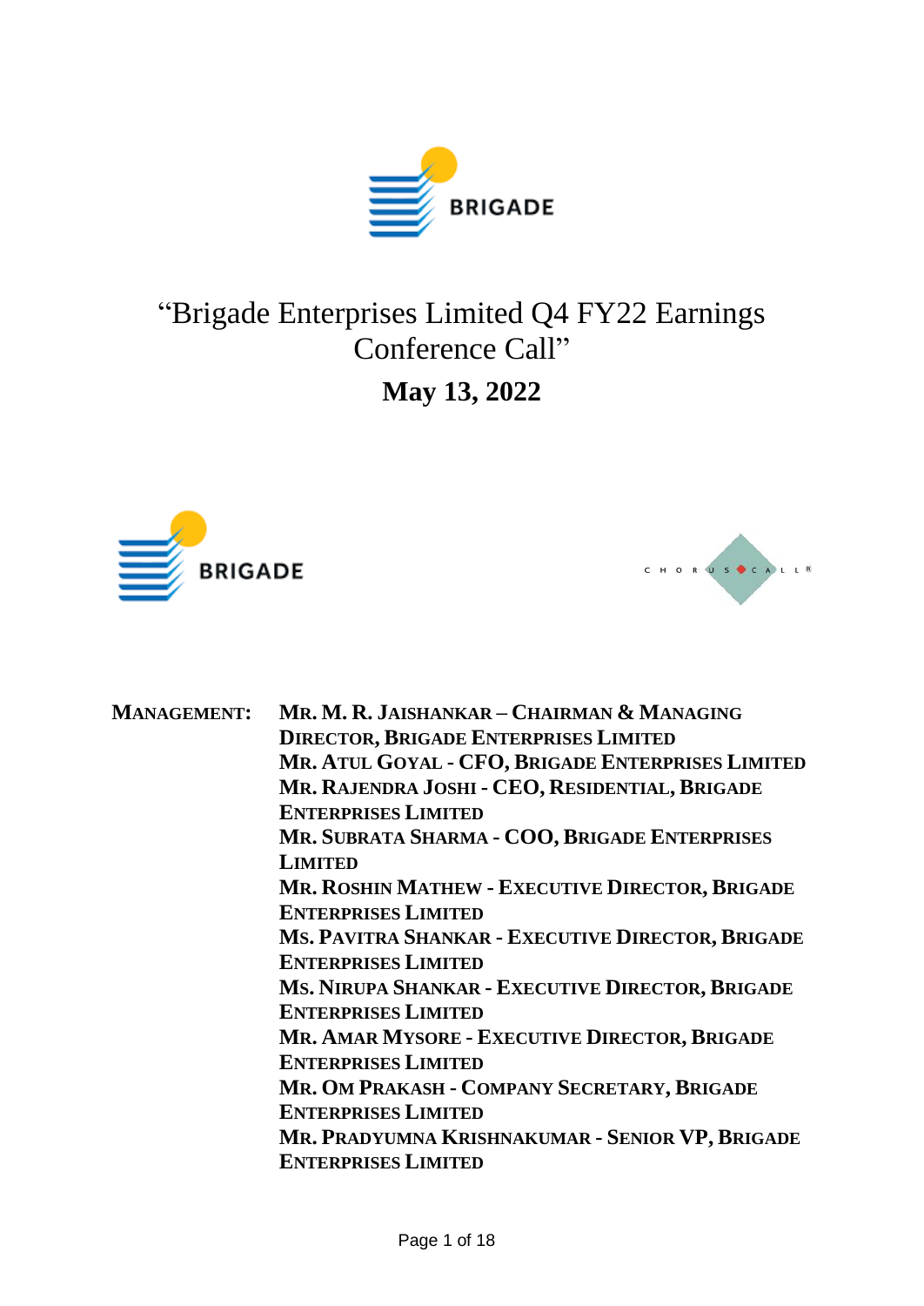BRIGADE

# "Brigade Enterprises Limited Q4 FY22 Earnings Conference Call"

## May 13, 2022

BRIGADE

CHORUS CALL®

**MANAGEMENT:**

**MR. M. R. JAISHANKAR – CHAIRMAN & MANAGING DIRECTOR, BRIGADE ENTERPRISES LIMITED**
**MR. ATUL GOYAL - CFO, BRIGADE ENTERPRISES LIMITED**
**MR. RAJENDRA JOSHI - CEO, RESIDENTIAL, BRIGADE ENTERPRISES LIMITED**
**MR. SUBRATA SHARMA - COO, BRIGADE ENTERPRISES LIMITED**
**MR. ROSHIN MATHEW - EXECUTIVE DIRECTOR, BRIGADE ENTERPRISES LIMITED**
**MS. PAVITRA SHANKAR - EXECUTIVE DIRECTOR, BRIGADE ENTERPRISES LIMITED**
**MS. NIRUPA SHANKAR - EXECUTIVE DIRECTOR, BRIGADE ENTERPRISES LIMITED**
**MR. AMAR MYSORE - EXECUTIVE DIRECTOR, BRIGADE ENTERPRISES LIMITED**
**MR. OM PRAKASH - COMPANY SECRETARY, BRIGADE ENTERPRISES LIMITED**
**MR. PRADYUMNA KRISHNAKUMAR - SENIOR VP, BRIGADE ENTERPRISES LIMITED**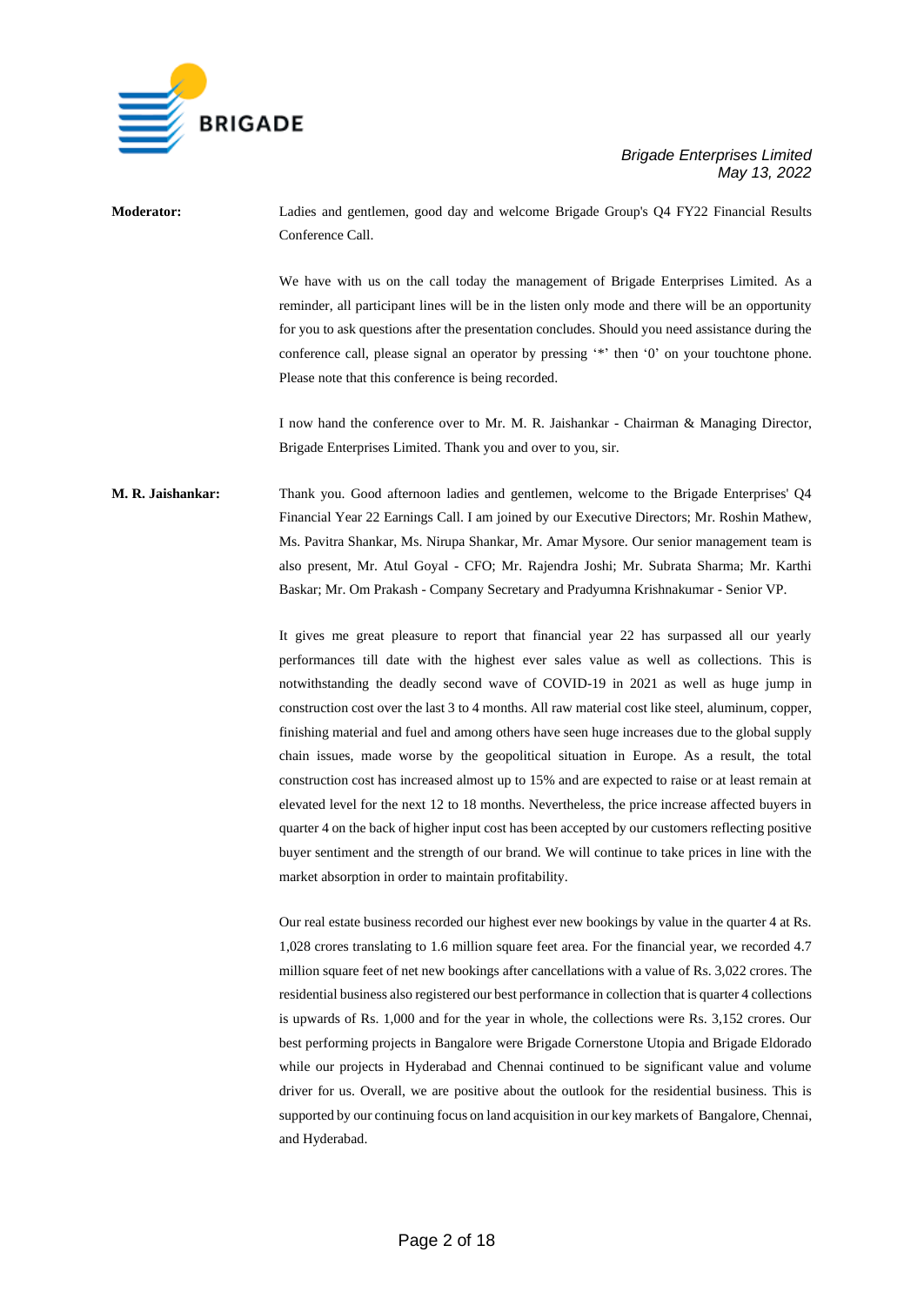**Moderator:** Ladies and gentlemen, good day and welcome Brigade Group's Q4 FY22 Financial Results Conference Call.

We have with us on the call today the management of Brigade Enterprises Limited. As a reminder, all participant lines will be in the listen only mode and there will be an opportunity for you to ask questions after the presentation concludes. Should you need assistance during the conference call, please signal an operator by pressing '*' then '0' on your touchtone phone. Please note that this conference is being recorded.

I now hand the conference over to Mr. M. R. Jaishankar - Chairman & Managing Director, Brigade Enterprises Limited. Thank you and over to you, sir.

**M. R. Jaishankar:** Thank you. Good afternoon ladies and gentlemen, welcome to the Brigade Enterprises' Q4 Financial Year 22 Earnings Call. I am joined by our Executive Directors; Mr. Roshin Mathew, Ms. Pavitra Shankar, Ms. Nirupa Shankar, Mr. Amar Mysore. Our senior management team is also present, Mr. Atul Goyal - CFO; Mr. Rajendra Joshi; Mr. Subrata Sharma; Mr. Karthi Baskar; Mr. Om Prakash - Company Secretary and Pradyumna Krishnakumar - Senior VP.

It gives me great pleasure to report that financial year 22 has surpassed all our yearly performances till date with the highest ever sales value as well as collections. This is notwithstanding the deadly second wave of COVID-19 in 2021 as well as huge jump in construction cost over the last 3 to 4 months. All raw material cost like steel, aluminum, copper, finishing material and fuel and among others have seen huge increases due to the global supply chain issues, made worse by the geopolitical situation in Europe. As a result, the total construction cost has increased almost up to 15% and are expected to raise or at least remain at elevated level for the next 12 to 18 months. Nevertheless, the price increase affected buyers in quarter 4 on the back of higher input cost has been accepted by our customers reflecting positive buyer sentiment and the strength of our brand. We will continue to take prices in line with the market absorption in order to maintain profitability.

Our real estate business recorded our highest ever new bookings by value in the quarter 4 at Rs. 1,028 crores translating to 1.6 million square feet area. For the financial year, we recorded 4.7 million square feet of net new bookings after cancellations with a value of Rs. 3,022 crores. The residential business also registered our best performance in collection that is quarter 4 collections is upwards of Rs. 1,000 and for the year in whole, the collections were Rs. 3,152 crores. Our best performing projects in Bangalore were Brigade Cornerstone Utopia and Brigade Eldorado while our projects in Hyderabad and Chennai continued to be significant value and volume driver for us. Overall, we are positive about the outlook for the residential business. This is supported by our continuing focus on land acquisition in our key markets of Bangalore, Chennai, and Hyderabad.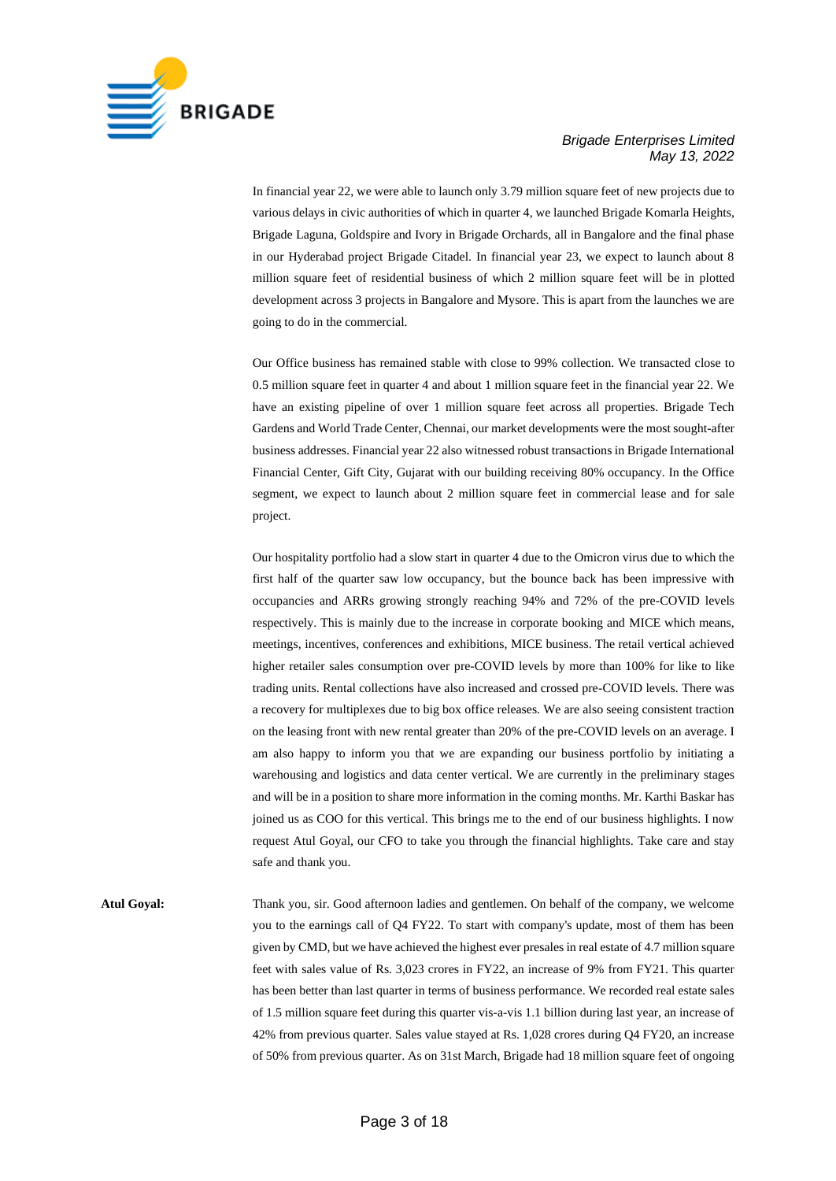In financial year 22, we were able to launch only 3.79 million square feet of new projects due to various delays in civic authorities of which in quarter 4, we launched Brigade Komarla Heights, Brigade Laguna, Goldspire and Ivory in Brigade Orchards, all in Bangalore and the final phase in our Hyderabad project Brigade Citadel. In financial year 23, we expect to launch about 8 million square feet of residential business of which 2 million square feet will be in plotted development across 3 projects in Bangalore and Mysore. This is apart from the launches we are going to do in the commercial.

Our Office business has remained stable with close to 99% collection. We transacted close to 0.5 million square feet in quarter 4 and about 1 million square feet in the financial year 22. We have an existing pipeline of over 1 million square feet across all properties. Brigade Tech Gardens and World Trade Center, Chennai, our market developments were the most sought-after business addresses. Financial year 22 also witnessed robust transactions in Brigade International Financial Center, Gift City, Gujarat with our building receiving 80% occupancy. In the Office segment, we expect to launch about 2 million square feet in commercial lease and for sale project.

Our hospitality portfolio had a slow start in quarter 4 due to the Omicron virus due to which the first half of the quarter saw low occupancy, but the bounce back has been impressive with occupancies and ARRs growing strongly reaching 94% and 72% of the pre-COVID levels respectively. This is mainly due to the increase in corporate booking and MICE which means, meetings, incentives, conferences and exhibitions, MICE business. The retail vertical achieved higher retailer sales consumption over pre-COVID levels by more than 100% for like to like trading units. Rental collections have also increased and crossed pre-COVID levels. There was a recovery for multiplexes due to big box office releases. We are also seeing consistent traction on the leasing front with new rental greater than 20% of the pre-COVID levels on an average. I am also happy to inform you that we are expanding our business portfolio by initiating a warehousing and logistics and data center vertical. We are currently in the preliminary stages and will be in a position to share more information in the coming months. Mr. Karthi Baskar has joined us as COO for this vertical. This brings me to the end of our business highlights. I now request Atul Goyal, our CFO to take you through the financial highlights. Take care and stay safe and thank you.

**Atul Goyal:** Thank you, sir. Good afternoon ladies and gentlemen. On behalf of the company, we welcome you to the earnings call of Q4 FY22. To start with company's update, most of them has been given by CMD, but we have achieved the highest ever presales in real estate of 4.7 million square feet with sales value of Rs. 3,023 crores in FY22, an increase of 9% from FY21. This quarter has been better than last quarter in terms of business performance. We recorded real estate sales of 1.5 million square feet during this quarter vis-a-vis 1.1 billion during last year, an increase of 42% from previous quarter. Sales value stayed at Rs. 1,028 crores during Q4 FY20, an increase of 50% from previous quarter. As on 31st March, Brigade had 18 million square feet of ongoing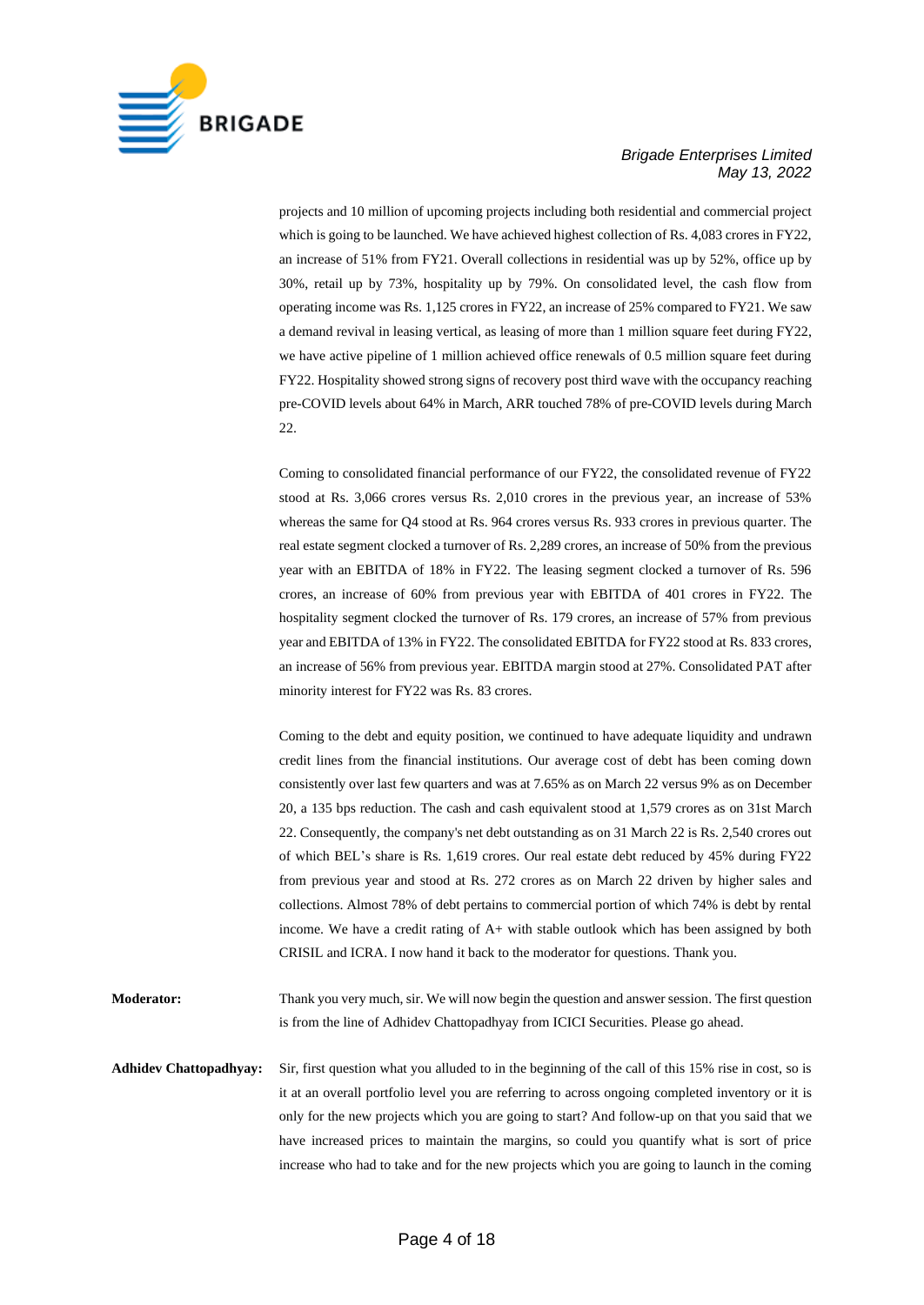projects and 10 million of upcoming projects including both residential and commercial project which is going to be launched. We have achieved highest collection of Rs. 4,083 crores in FY22, an increase of 51% from FY21. Overall collections in residential was up by 52%, office up by 30%, retail up by 73%, hospitality up by 79%. On consolidated level, the cash flow from operating income was Rs. 1,125 crores in FY22, an increase of 25% compared to FY21. We saw a demand revival in leasing vertical, as leasing of more than 1 million square feet during FY22, we have active pipeline of 1 million achieved office renewals of 0.5 million square feet during FY22. Hospitality showed strong signs of recovery post third wave with the occupancy reaching pre-COVID levels about 64% in March, ARR touched 78% of pre-COVID levels during March 22.

Coming to consolidated financial performance of our FY22, the consolidated revenue of FY22 stood at Rs. 3,066 crores versus Rs. 2,010 crores in the previous year, an increase of 53% whereas the same for Q4 stood at Rs. 964 crores versus Rs. 933 crores in previous quarter. The real estate segment clocked a turnover of Rs. 2,289 crores, an increase of 50% from the previous year with an EBITDA of 18% in FY22. The leasing segment clocked a turnover of Rs. 596 crores, an increase of 60% from previous year with EBITDA of 401 crores in FY22. The hospitality segment clocked the turnover of Rs. 179 crores, an increase of 57% from previous year and EBITDA of 13% in FY22. The consolidated EBITDA for FY22 stood at Rs. 833 crores, an increase of 56% from previous year. EBITDA margin stood at 27%. Consolidated PAT after minority interest for FY22 was Rs. 83 crores.

Coming to the debt and equity position, we continued to have adequate liquidity and undrawn credit lines from the financial institutions. Our average cost of debt has been coming down consistently over last few quarters and was at 7.65% as on March 22 versus 9% as on December 20, a 135 bps reduction. The cash and cash equivalent stood at 1,579 crores as on 31st March 22. Consequently, the company's net debt outstanding as on 31 March 22 is Rs. 2,540 crores out of which BEL's share is Rs. 1,619 crores. Our real estate debt reduced by 45% during FY22 from previous year and stood at Rs. 272 crores as on March 22 driven by higher sales and collections. Almost 78% of debt pertains to commercial portion of which 74% is debt by rental income. We have a credit rating of A+ with stable outlook which has been assigned by both CRISIL and ICRA. I now hand it back to the moderator for questions. Thank you.

**Moderator:** Thank you very much, sir. We will now begin the question and answer session. The first question is from the line of Adhidev Chattopadhyay from ICICI Securities. Please go ahead.

**Adhidev Chattopadhyay:** Sir, first question what you alluded to in the beginning of the call of this 15% rise in cost, so is it at an overall portfolio level you are referring to across ongoing completed inventory or it is only for the new projects which you are going to start? And follow-up on that you said that we have increased prices to maintain the margins, so could you quantify what is sort of price increase who had to take and for the new projects which you are going to launch in the coming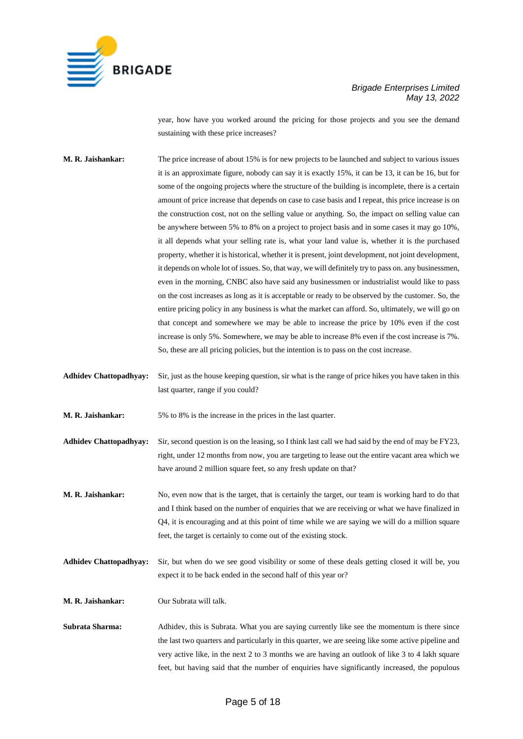year, how have you worked around the pricing for those projects and you see the demand sustaining with these price increases?

**M. R. Jaishankar:** The price increase of about 15% is for new projects to be launched and subject to various issues it is an approximate figure, nobody can say it is exactly 15%, it can be 13, it can be 16, but for some of the ongoing projects where the structure of the building is incomplete, there is a certain amount of price increase that depends on case to case basis and I repeat, this price increase is on the construction cost, not on the selling value or anything. So, the impact on selling value can be anywhere between 5% to 8% on a project to project basis and in some cases it may go 10%, it all depends what your selling rate is, what your land value is, whether it is the purchased property, whether it is historical, whether it is present, joint development, not joint development, it depends on whole lot of issues. So, that way, we will definitely try to pass on. any businessmen, even in the morning, CNBC also have said any businessmen or industrialist would like to pass on the cost increases as long as it is acceptable or ready to be observed by the customer. So, the entire pricing policy in any business is what the market can afford. So, ultimately, we will go on that concept and somewhere we may be able to increase the price by 10% even if the cost increase is only 5%. Somewhere, we may be able to increase 8% even if the cost increase is 7%. So, these are all pricing policies, but the intention is to pass on the cost increase.

**Adhidev Chattopadhyay:** Sir, just as the house keeping question, sir what is the range of price hikes you have taken in this last quarter, range if you could?

**M. R. Jaishankar:** 5% to 8% is the increase in the prices in the last quarter.

**Adhidev Chattopadhyay:** Sir, second question is on the leasing, so I think last call we had said by the end of may be FY23, right, under 12 months from now, you are targeting to lease out the entire vacant area which we have around 2 million square feet, so any fresh update on that?

**M. R. Jaishankar:** No, even now that is the target, that is certainly the target, our team is working hard to do that and I think based on the number of enquiries that we are receiving or what we have finalized in Q4, it is encouraging and at this point of time while we are saying we will do a million square feet, the target is certainly to come out of the existing stock.

**Adhidev Chattopadhyay:** Sir, but when do we see good visibility or some of these deals getting closed it will be, you expect it to be back ended in the second half of this year or?

**M. R. Jaishankar:** Our Subrata will talk.

**Subrata Sharma:** Adhidev, this is Subrata. What you are saying currently like see the momentum is there since the last two quarters and particularly in this quarter, we are seeing like some active pipeline and very active like, in the next 2 to 3 months we are having an outlook of like 3 to 4 lakh square feet, but having said that the number of enquiries have significantly increased, the populous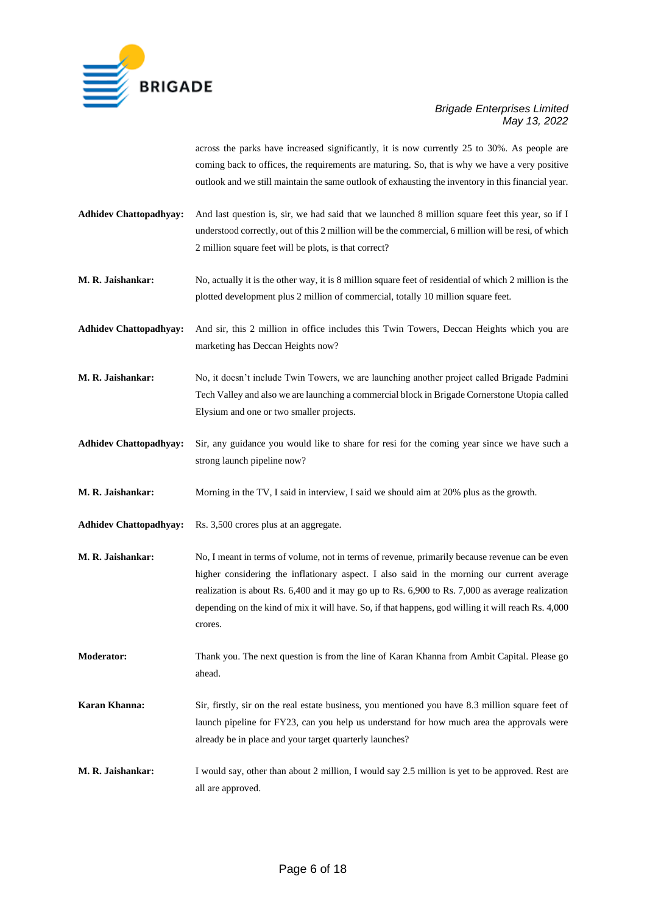across the parks have increased significantly, it is now currently 25 to 30%. As people are coming back to offices, the requirements are maturing. So, that is why we have a very positive outlook and we still maintain the same outlook of exhausting the inventory in this financial year.

**Adhidev Chattopadhyay:** And last question is, sir, we had said that we launched 8 million square feet this year, so if I understood correctly, out of this 2 million will be the commercial, 6 million will be resi, of which 2 million square feet will be plots, is that correct?

**M. R. Jaishankar:** No, actually it is the other way, it is 8 million square feet of residential of which 2 million is the plotted development plus 2 million of commercial, totally 10 million square feet.

**Adhidev Chattopadhyay:** And sir, this 2 million in office includes this Twin Towers, Deccan Heights which you are marketing has Deccan Heights now?

**M. R. Jaishankar:** No, it doesn't include Twin Towers, we are launching another project called Brigade Padmini Tech Valley and also we are launching a commercial block in Brigade Cornerstone Utopia called Elysium and one or two smaller projects.

**Adhidev Chattopadhyay:** Sir, any guidance you would like to share for resi for the coming year since we have such a strong launch pipeline now?

**M. R. Jaishankar:** Morning in the TV, I said in interview, I said we should aim at 20% plus as the growth.

**Adhidev Chattopadhyay:** Rs. 3,500 crores plus at an aggregate.

**M. R. Jaishankar:** No, I meant in terms of volume, not in terms of revenue, primarily because revenue can be even higher considering the inflationary aspect. I also said in the morning our current average realization is about Rs. 6,400 and it may go up to Rs. 6,900 to Rs. 7,000 as average realization depending on the kind of mix it will have. So, if that happens, god willing it will reach Rs. 4,000 crores.

**Moderator:** Thank you. The next question is from the line of Karan Khanna from Ambit Capital. Please go ahead.

**Karan Khanna:** Sir, firstly, sir on the real estate business, you mentioned you have 8.3 million square feet of launch pipeline for FY23, can you help us understand for how much area the approvals were already be in place and your target quarterly launches?

**M. R. Jaishankar:** I would say, other than about 2 million, I would say 2.5 million is yet to be approved. Rest are all are approved.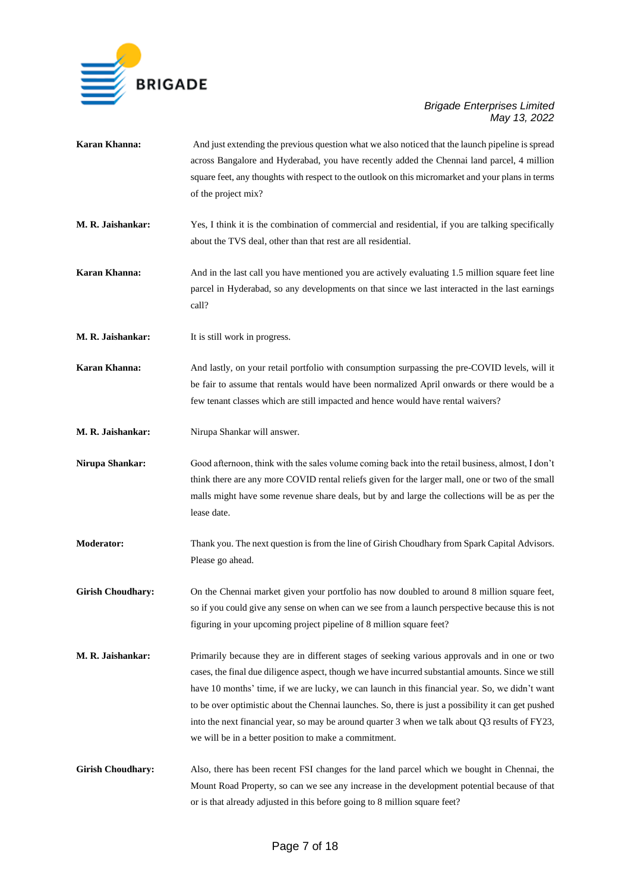**Karan Khanna:** And just extending the previous question what we also noticed that the launch pipeline is spread across Bangalore and Hyderabad, you have recently added the Chennai land parcel, 4 million square feet, any thoughts with respect to the outlook on this micromarket and your plans in terms of the project mix?

**M. R. Jaishankar:** Yes, I think it is the combination of commercial and residential, if you are talking specifically about the TVS deal, other than that rest are all residential.

**Karan Khanna:** And in the last call you have mentioned you are actively evaluating 1.5 million square feet line parcel in Hyderabad, so any developments on that since we last interacted in the last earnings call?

**M. R. Jaishankar:** It is still work in progress.

**Karan Khanna:** And lastly, on your retail portfolio with consumption surpassing the pre-COVID levels, will it be fair to assume that rentals would have been normalized April onwards or there would be a few tenant classes which are still impacted and hence would have rental waivers?

**M. R. Jaishankar:** Nirupa Shankar will answer.

**Nirupa Shankar:** Good afternoon, think with the sales volume coming back into the retail business, almost, I don't think there are any more COVID rental reliefs given for the larger mall, one or two of the small malls might have some revenue share deals, but by and large the collections will be as per the lease date.

**Moderator:** Thank you. The next question is from the line of Girish Choudhary from Spark Capital Advisors. Please go ahead.

**Girish Choudhary:** On the Chennai market given your portfolio has now doubled to around 8 million square feet, so if you could give any sense on when can we see from a launch perspective because this is not figuring in your upcoming project pipeline of 8 million square feet?

**M. R. Jaishankar:** Primarily because they are in different stages of seeking various approvals and in one or two cases, the final due diligence aspect, though we have incurred substantial amounts. Since we still have 10 months' time, if we are lucky, we can launch in this financial year. So, we didn't want to be over optimistic about the Chennai launches. So, there is just a possibility it can get pushed into the next financial year, so may be around quarter 3 when we talk about Q3 results of FY23, we will be in a better position to make a commitment.

**Girish Choudhary:** Also, there has been recent FSI changes for the land parcel which we bought in Chennai, the Mount Road Property, so can we see any increase in the development potential because of that or is that already adjusted in this before going to 8 million square feet?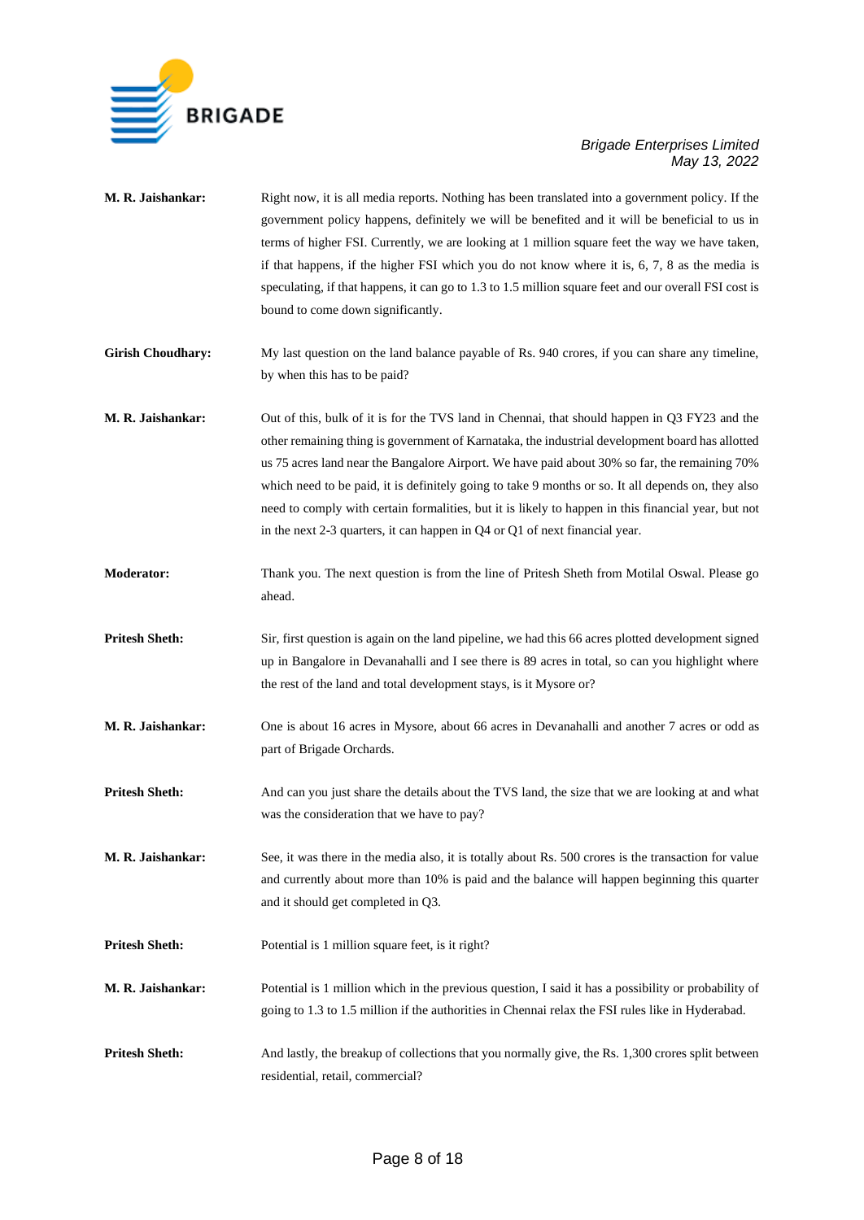**M. R. Jaishankar:** Right now, it is all media reports. Nothing has been translated into a government policy. If the government policy happens, definitely we will be benefited and it will be beneficial to us in terms of higher FSI. Currently, we are looking at 1 million square feet the way we have taken, if that happens, if the higher FSI which you do not know where it is, 6, 7, 8 as the media is speculating, if that happens, it can go to 1.3 to 1.5 million square feet and our overall FSI cost is bound to come down significantly.

**Girish Choudhary:** My last question on the land balance payable of Rs. 940 crores, if you can share any timeline, by when this has to be paid?

**M. R. Jaishankar:** Out of this, bulk of it is for the TVS land in Chennai, that should happen in Q3 FY23 and the other remaining thing is government of Karnataka, the industrial development board has allotted us 75 acres land near the Bangalore Airport. We have paid about 30% so far, the remaining 70% which need to be paid, it is definitely going to take 9 months or so. It all depends on, they also need to comply with certain formalities, but it is likely to happen in this financial year, but not in the next 2-3 quarters, it can happen in Q4 or Q1 of next financial year.

**Moderator:** Thank you. The next question is from the line of Pritesh Sheth from Motilal Oswal. Please go ahead.

**Pritesh Sheth:** Sir, first question is again on the land pipeline, we had this 66 acres plotted development signed up in Bangalore in Devanahalli and I see there is 89 acres in total, so can you highlight where the rest of the land and total development stays, is it Mysore or?

**M. R. Jaishankar:** One is about 16 acres in Mysore, about 66 acres in Devanahalli and another 7 acres or odd as part of Brigade Orchards.

**Pritesh Sheth:** And can you just share the details about the TVS land, the size that we are looking at and what was the consideration that we have to pay?

**M. R. Jaishankar:** See, it was there in the media also, it is totally about Rs. 500 crores is the transaction for value and currently about more than 10% is paid and the balance will happen beginning this quarter and it should get completed in Q3.

**Pritesh Sheth:** Potential is 1 million square feet, is it right?

**M. R. Jaishankar:** Potential is 1 million which in the previous question, I said it has a possibility or probability of going to 1.3 to 1.5 million if the authorities in Chennai relax the FSI rules like in Hyderabad.

**Pritesh Sheth:** And lastly, the breakup of collections that you normally give, the Rs. 1,300 crores split between residential, retail, commercial?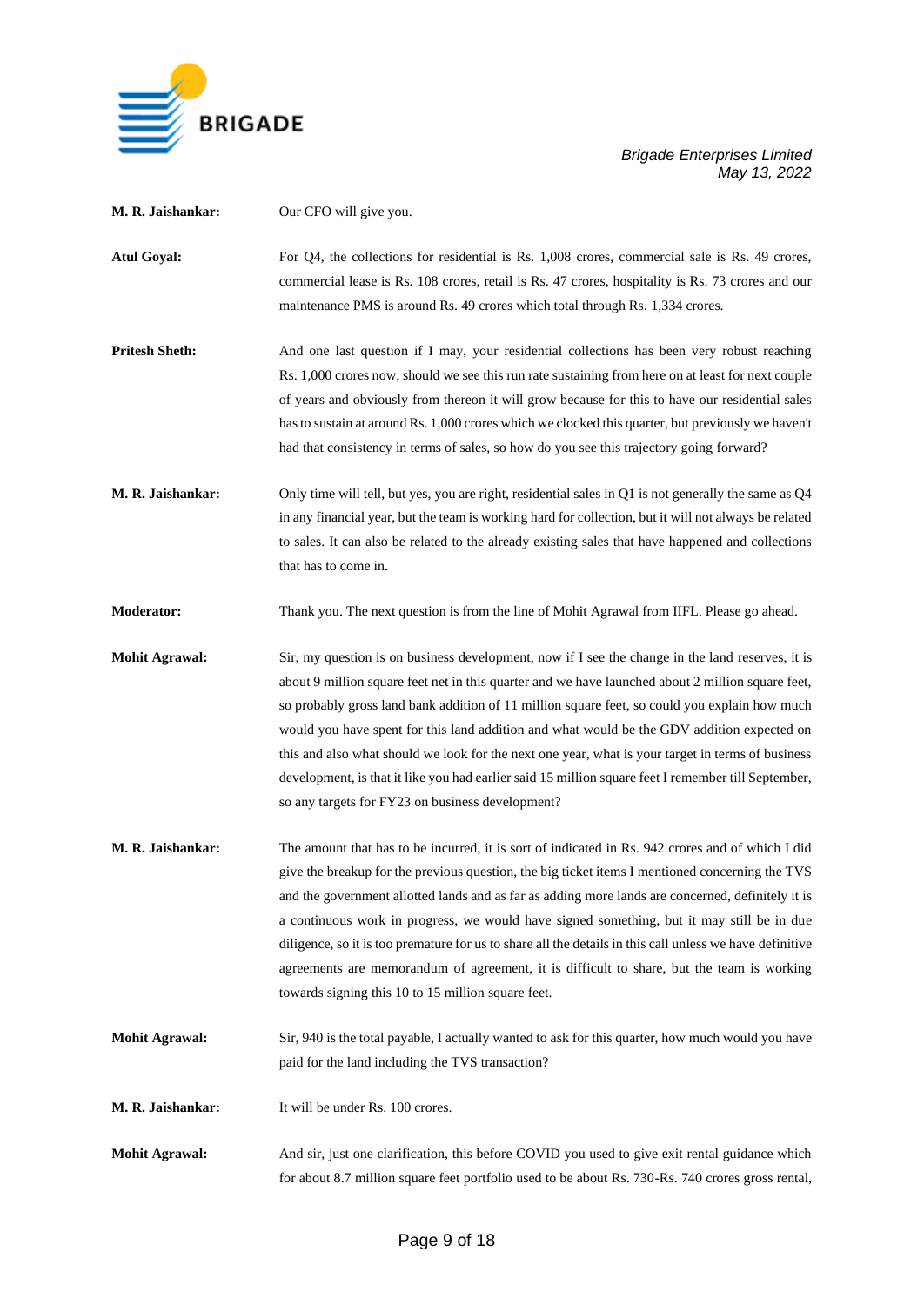**M. R. Jaishankar:** Our CFO will give you.

**Atul Goyal:** For Q4, the collections for residential is Rs. 1,008 crores, commercial sale is Rs. 49 crores, commercial lease is Rs. 108 crores, retail is Rs. 47 crores, hospitality is Rs. 73 crores and our maintenance PMS is around Rs. 49 crores which total through Rs. 1,334 crores.

**Pritesh Sheth:** And one last question if I may, your residential collections has been very robust reaching Rs. 1,000 crores now, should we see this run rate sustaining from here on at least for next couple of years and obviously from thereon it will grow because for this to have our residential sales has to sustain at around Rs. 1,000 crores which we clocked this quarter, but previously we haven't had that consistency in terms of sales, so how do you see this trajectory going forward?

**M. R. Jaishankar:** Only time will tell, but yes, you are right, residential sales in Q1 is not generally the same as Q4 in any financial year, but the team is working hard for collection, but it will not always be related to sales. It can also be related to the already existing sales that have happened and collections that has to come in.

**Moderator:** Thank you. The next question is from the line of Mohit Agrawal from IIFL. Please go ahead.

**Mohit Agrawal:** Sir, my question is on business development, now if I see the change in the land reserves, it is about 9 million square feet net in this quarter and we have launched about 2 million square feet, so probably gross land bank addition of 11 million square feet, so could you explain how much would you have spent for this land addition and what would be the GDV addition expected on this and also what should we look for the next one year, what is your target in terms of business development, is that it like you had earlier said 15 million square feet I remember till September, so any targets for FY23 on business development?

**M. R. Jaishankar:** The amount that has to be incurred, it is sort of indicated in Rs. 942 crores and of which I did give the breakup for the previous question, the big ticket items I mentioned concerning the TVS and the government allotted lands and as far as adding more lands are concerned, definitely it is a continuous work in progress, we would have signed something, but it may still be in due diligence, so it is too premature for us to share all the details in this call unless we have definitive agreements are memorandum of agreement, it is difficult to share, but the team is working towards signing this 10 to 15 million square feet.

**Mohit Agrawal:** Sir, 940 is the total payable, I actually wanted to ask for this quarter, how much would you have paid for the land including the TVS transaction?

**M. R. Jaishankar:** It will be under Rs. 100 crores.

**Mohit Agrawal:** And sir, just one clarification, this before COVID you used to give exit rental guidance which for about 8.7 million square feet portfolio used to be about Rs. 730-Rs. 740 crores gross rental,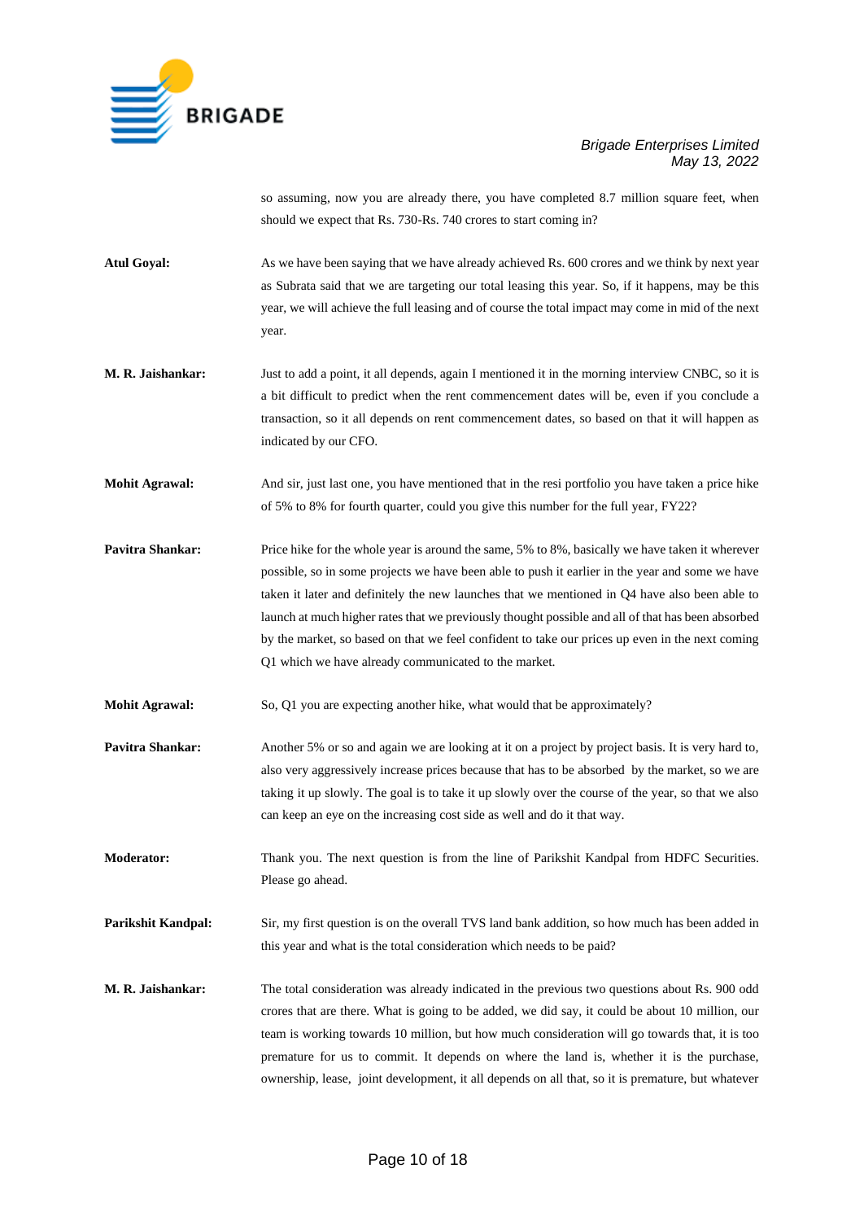so assuming, now you are already there, you have completed 8.7 million square feet, when should we expect that Rs. 730-Rs. 740 crores to start coming in?

**Atul Goyal:** As we have been saying that we have already achieved Rs. 600 crores and we think by next year as Subrata said that we are targeting our total leasing this year. So, if it happens, may be this year, we will achieve the full leasing and of course the total impact may come in mid of the next year.

**M. R. Jaishankar:** Just to add a point, it all depends, again I mentioned it in the morning interview CNBC, so it is a bit difficult to predict when the rent commencement dates will be, even if you conclude a transaction, so it all depends on rent commencement dates, so based on that it will happen as indicated by our CFO.

**Mohit Agrawal:** And sir, just last one, you have mentioned that in the resi portfolio you have taken a price hike of 5% to 8% for fourth quarter, could you give this number for the full year, FY22?

**Pavitra Shankar:** Price hike for the whole year is around the same, 5% to 8%, basically we have taken it wherever possible, so in some projects we have been able to push it earlier in the year and some we have taken it later and definitely the new launches that we mentioned in Q4 have also been able to launch at much higher rates that we previously thought possible and all of that has been absorbed by the market, so based on that we feel confident to take our prices up even in the next coming Q1 which we have already communicated to the market.

**Mohit Agrawal:** So, Q1 you are expecting another hike, what would that be approximately?

**Pavitra Shankar:** Another 5% or so and again we are looking at it on a project by project basis. It is very hard to, also very aggressively increase prices because that has to be absorbed by the market, so we are taking it up slowly. The goal is to take it up slowly over the course of the year, so that we also can keep an eye on the increasing cost side as well and do it that way.

**Moderator:** Thank you. The next question is from the line of Parikshit Kandpal from HDFC Securities. Please go ahead.

**Parikshit Kandpal:** Sir, my first question is on the overall TVS land bank addition, so how much has been added in this year and what is the total consideration which needs to be paid?

**M. R. Jaishankar:** The total consideration was already indicated in the previous two questions about Rs. 900 odd crores that are there. What is going to be added, we did say, it could be about 10 million, our team is working towards 10 million, but how much consideration will go towards that, it is too premature for us to commit. It depends on where the land is, whether it is the purchase, ownership, lease, joint development, it all depends on all that, so it is premature, but whatever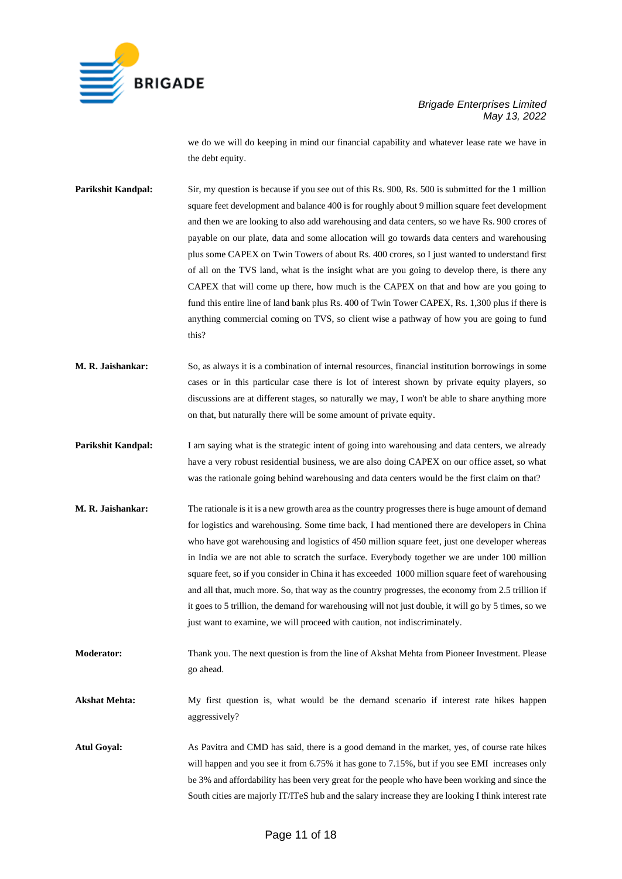we do we will do keeping in mind our financial capability and whatever lease rate we have in the debt equity.

**Parikshit Kandpal:** Sir, my question is because if you see out of this Rs. 900, Rs. 500 is submitted for the 1 million square feet development and balance 400 is for roughly about 9 million square feet development and then we are looking to also add warehousing and data centers, so we have Rs. 900 crores of payable on our plate, data and some allocation will go towards data centers and warehousing plus some CAPEX on Twin Towers of about Rs. 400 crores, so I just wanted to understand first of all on the TVS land, what is the insight what are you going to develop there, is there any CAPEX that will come up there, how much is the CAPEX on that and how are you going to fund this entire line of land bank plus Rs. 400 of Twin Tower CAPEX, Rs. 1,300 plus if there is anything commercial coming on TVS, so client wise a pathway of how you are going to fund this?

**M. R. Jaishankar:** So, as always it is a combination of internal resources, financial institution borrowings in some cases or in this particular case there is lot of interest shown by private equity players, so discussions are at different stages, so naturally we may, I won't be able to share anything more on that, but naturally there will be some amount of private equity.

**Parikshit Kandpal:** I am saying what is the strategic intent of going into warehousing and data centers, we already have a very robust residential business, we are also doing CAPEX on our office asset, so what was the rationale going behind warehousing and data centers would be the first claim on that?

**M. R. Jaishankar:** The rationale is it is a new growth area as the country progresses there is huge amount of demand for logistics and warehousing. Some time back, I had mentioned there are developers in China who have got warehousing and logistics of 450 million square feet, just one developer whereas in India we are not able to scratch the surface. Everybody together we are under 100 million square feet, so if you consider in China it has exceeded 1000 million square feet of warehousing and all that, much more. So, that way as the country progresses, the economy from 2.5 trillion if it goes to 5 trillion, the demand for warehousing will not just double, it will go by 5 times, so we just want to examine, we will proceed with caution, not indiscriminately.

**Moderator:** Thank you. The next question is from the line of Akshat Mehta from Pioneer Investment. Please go ahead.

**Akshat Mehta:** My first question is, what would be the demand scenario if interest rate hikes happen aggressively?

**Atul Goyal:** As Pavitra and CMD has said, there is a good demand in the market, yes, of course rate hikes will happen and you see it from 6.75% it has gone to 7.15%, but if you see EMI increases only be 3% and affordability has been very great for the people who have been working and since the South cities are majorly IT/ITeS hub and the salary increase they are looking I think interest rate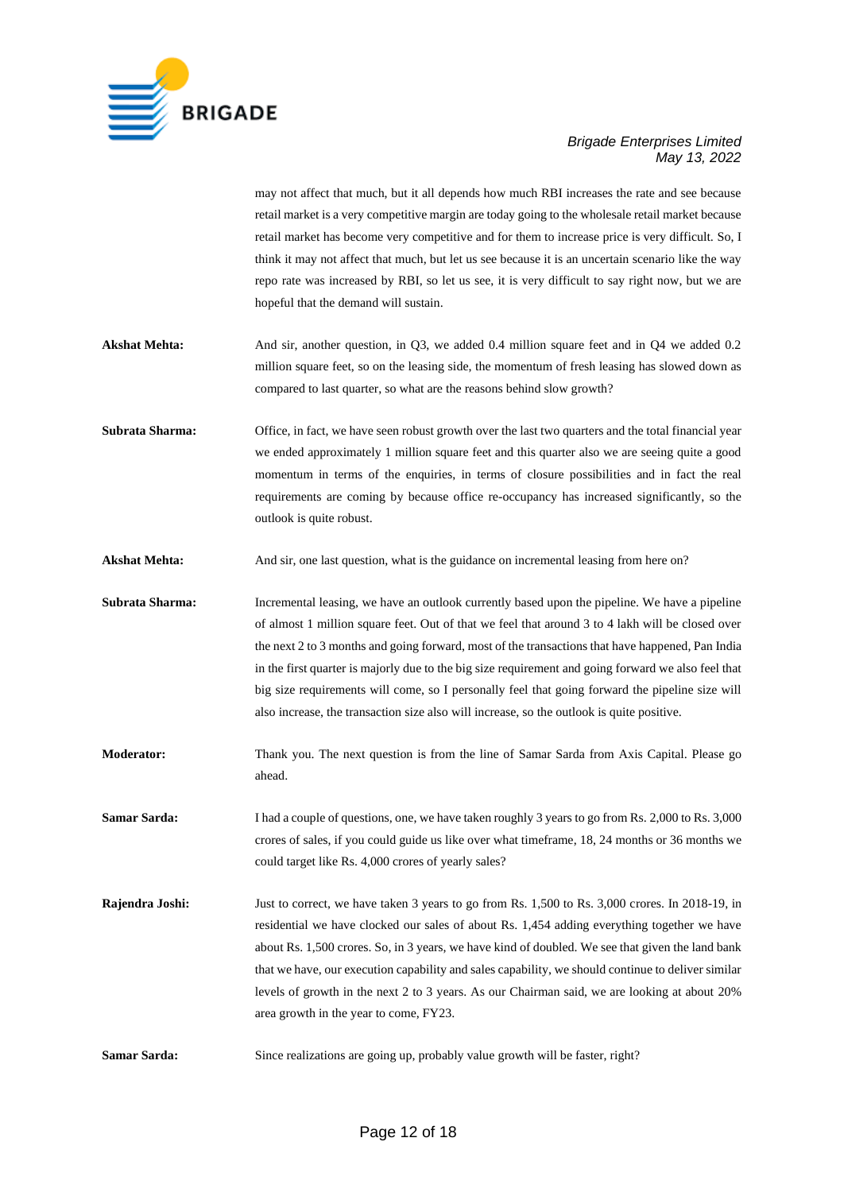may not affect that much, but it all depends how much RBI increases the rate and see because retail market is a very competitive margin are today going to the wholesale retail market because retail market has become very competitive and for them to increase price is very difficult. So, I think it may not affect that much, but let us see because it is an uncertain scenario like the way repo rate was increased by RBI, so let us see, it is very difficult to say right now, but we are hopeful that the demand will sustain.

**Akshat Mehta:** And sir, another question, in Q3, we added 0.4 million square feet and in Q4 we added 0.2 million square feet, so on the leasing side, the momentum of fresh leasing has slowed down as compared to last quarter, so what are the reasons behind slow growth?

**Subrata Sharma:** Office, in fact, we have seen robust growth over the last two quarters and the total financial year we ended approximately 1 million square feet and this quarter also we are seeing quite a good momentum in terms of the enquiries, in terms of closure possibilities and in fact the real requirements are coming by because office re-occupancy has increased significantly, so the outlook is quite robust.

**Akshat Mehta:** And sir, one last question, what is the guidance on incremental leasing from here on?

**Subrata Sharma:** Incremental leasing, we have an outlook currently based upon the pipeline. We have a pipeline of almost 1 million square feet. Out of that we feel that around 3 to 4 lakh will be closed over the next 2 to 3 months and going forward, most of the transactions that have happened, Pan India in the first quarter is majorly due to the big size requirement and going forward we also feel that big size requirements will come, so I personally feel that going forward the pipeline size will also increase, the transaction size also will increase, so the outlook is quite positive.

**Moderator:** Thank you. The next question is from the line of Samar Sarda from Axis Capital. Please go ahead.

**Samar Sarda:** I had a couple of questions, one, we have taken roughly 3 years to go from Rs. 2,000 to Rs. 3,000 crores of sales, if you could guide us like over what timeframe, 18, 24 months or 36 months we could target like Rs. 4,000 crores of yearly sales?

**Rajendra Joshi:** Just to correct, we have taken 3 years to go from Rs. 1,500 to Rs. 3,000 crores. In 2018-19, in residential we have clocked our sales of about Rs. 1,454 adding everything together we have about Rs. 1,500 crores. So, in 3 years, we have kind of doubled. We see that given the land bank that we have, our execution capability and sales capability, we should continue to deliver similar levels of growth in the next 2 to 3 years. As our Chairman said, we are looking at about 20% area growth in the year to come, FY23.

**Samar Sarda:** Since realizations are going up, probably value growth will be faster, right?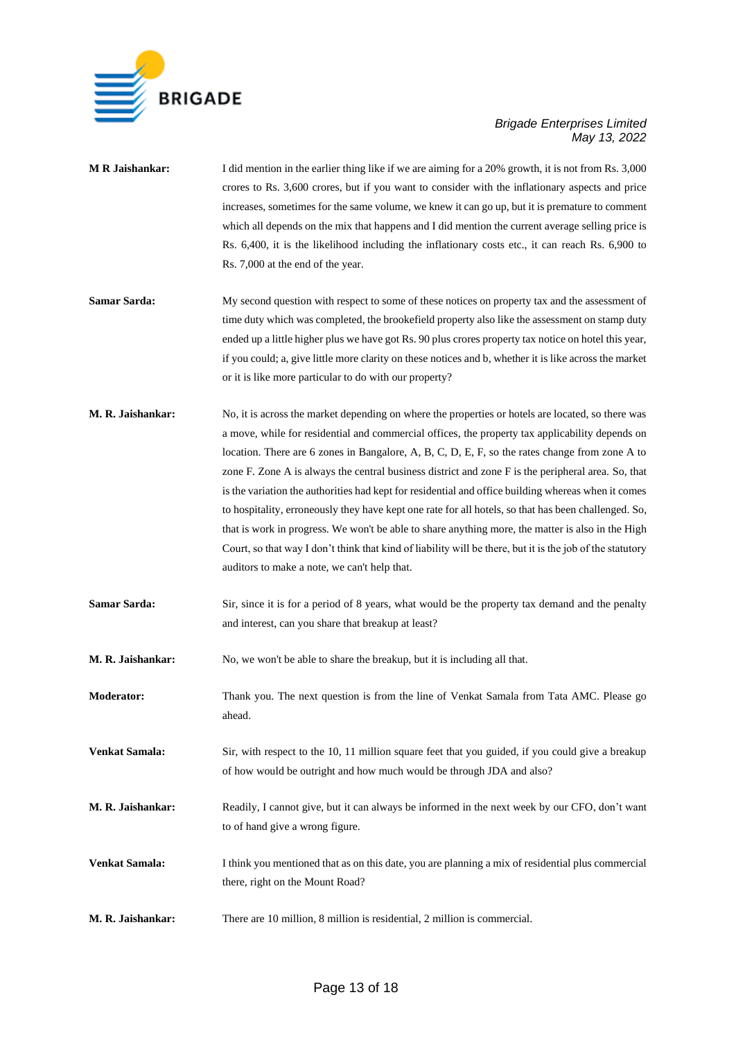**M R Jaishankar:** I did mention in the earlier thing like if we are aiming for a 20% growth, it is not from Rs. 3,000 crores to Rs. 3,600 crores, but if you want to consider with the inflationary aspects and price increases, sometimes for the same volume, we knew it can go up, but it is premature to comment which all depends on the mix that happens and I did mention the current average selling price is Rs. 6,400, it is the likelihood including the inflationary costs etc., it can reach Rs. 6,900 to Rs. 7,000 at the end of the year.

**Samar Sarda:** My second question with respect to some of these notices on property tax and the assessment of time duty which was completed, the brookefield property also like the assessment on stamp duty ended up a little higher plus we have got Rs. 90 plus crores property tax notice on hotel this year, if you could; a, give little more clarity on these notices and b, whether it is like across the market or it is like more particular to do with our property?

**M. R. Jaishankar:** No, it is across the market depending on where the properties or hotels are located, so there was a move, while for residential and commercial offices, the property tax applicability depends on location. There are 6 zones in Bangalore, A, B, C, D, E, F, so the rates change from zone A to zone F. Zone A is always the central business district and zone F is the peripheral area. So, that is the variation the authorities had kept for residential and office building whereas when it comes to hospitality, erroneously they have kept one rate for all hotels, so that has been challenged. So, that is work in progress. We won't be able to share anything more, the matter is also in the High Court, so that way I don't think that kind of liability will be there, but it is the job of the statutory auditors to make a note, we can't help that.

**Samar Sarda:** Sir, since it is for a period of 8 years, what would be the property tax demand and the penalty and interest, can you share that breakup at least?

**M. R. Jaishankar:** No, we won't be able to share the breakup, but it is including all that.

**Moderator:** Thank you. The next question is from the line of Venkat Samala from Tata AMC. Please go ahead.

**Venkat Samala:** Sir, with respect to the 10, 11 million square feet that you guided, if you could give a breakup of how would be outright and how much would be through JDA and also?

**M. R. Jaishankar:** Readily, I cannot give, but it can always be informed in the next week by our CFO, don't want to of hand give a wrong figure.

**Venkat Samala:** I think you mentioned that as on this date, you are planning a mix of residential plus commercial there, right on the Mount Road?

**M. R. Jaishankar:** There are 10 million, 8 million is residential, 2 million is commercial.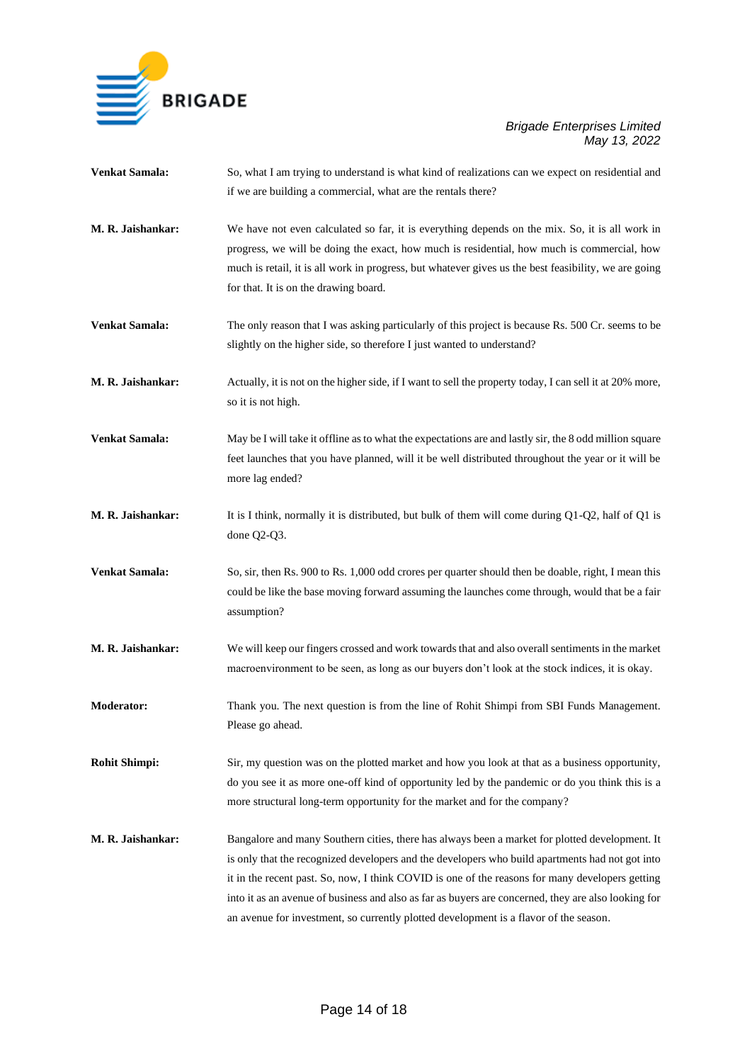**Venkat Samala:** So, what I am trying to understand is what kind of realizations can we expect on residential and if we are building a commercial, what are the rentals there?

**M. R. Jaishankar:** We have not even calculated so far, it is everything depends on the mix. So, it is all work in progress, we will be doing the exact, how much is residential, how much is commercial, how much is retail, it is all work in progress, but whatever gives us the best feasibility, we are going for that. It is on the drawing board.

**Venkat Samala:** The only reason that I was asking particularly of this project is because Rs. 500 Cr. seems to be slightly on the higher side, so therefore I just wanted to understand?

**M. R. Jaishankar:** Actually, it is not on the higher side, if I want to sell the property today, I can sell it at 20% more, so it is not high.

**Venkat Samala:** May be I will take it offline as to what the expectations are and lastly sir, the 8 odd million square feet launches that you have planned, will it be well distributed throughout the year or it will be more lag ended?

**M. R. Jaishankar:** It is I think, normally it is distributed, but bulk of them will come during Q1-Q2, half of Q1 is done Q2-Q3.

**Venkat Samala:** So, sir, then Rs. 900 to Rs. 1,000 odd crores per quarter should then be doable, right, I mean this could be like the base moving forward assuming the launches come through, would that be a fair assumption?

**M. R. Jaishankar:** We will keep our fingers crossed and work towards that and also overall sentiments in the market macroenvironment to be seen, as long as our buyers don't look at the stock indices, it is okay.

**Moderator:** Thank you. The next question is from the line of Rohit Shimpi from SBI Funds Management. Please go ahead.

**Rohit Shimpi:** Sir, my question was on the plotted market and how you look at that as a business opportunity, do you see it as more one-off kind of opportunity led by the pandemic or do you think this is a more structural long-term opportunity for the market and for the company?

**M. R. Jaishankar:** Bangalore and many Southern cities, there has always been a market for plotted development. It is only that the recognized developers and the developers who build apartments had not got into it in the recent past. So, now, I think COVID is one of the reasons for many developers getting into it as an avenue of business and also as far as buyers are concerned, they are also looking for an avenue for investment, so currently plotted development is a flavor of the season.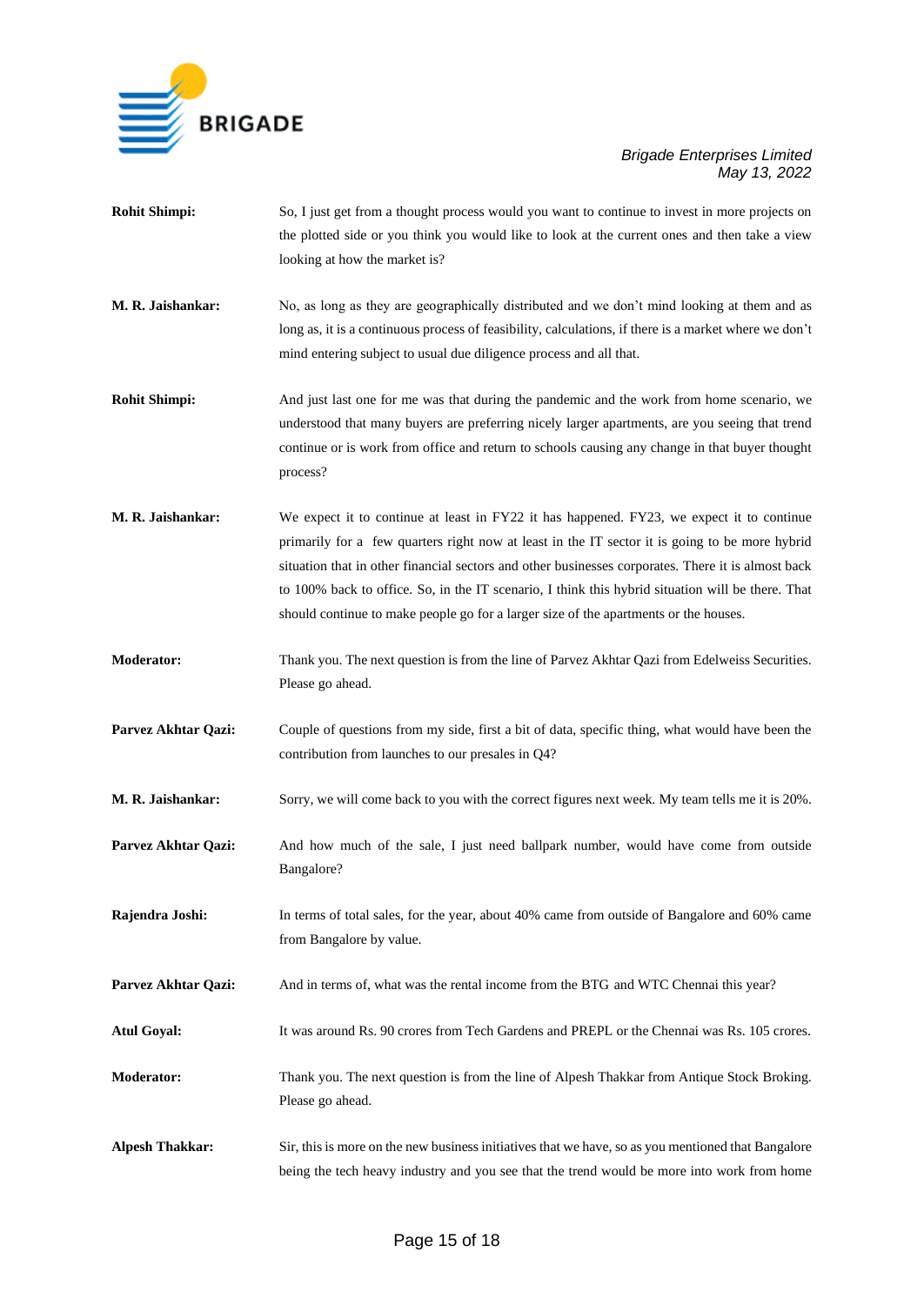**Rohit Shimpi:** So, I just get from a thought process would you want to continue to invest in more projects on the plotted side or you think you would like to look at the current ones and then take a view looking at how the market is?

**M. R. Jaishankar:** No, as long as they are geographically distributed and we don't mind looking at them and as long as, it is a continuous process of feasibility, calculations, if there is a market where we don't mind entering subject to usual due diligence process and all that.

**Rohit Shimpi:** And just last one for me was that during the pandemic and the work from home scenario, we understood that many buyers are preferring nicely larger apartments, are you seeing that trend continue or is work from office and return to schools causing any change in that buyer thought process?

**M. R. Jaishankar:** We expect it to continue at least in FY22 it has happened. FY23, we expect it to continue primarily for a few quarters right now at least in the IT sector it is going to be more hybrid situation that in other financial sectors and other businesses corporates. There it is almost back to 100% back to office. So, in the IT scenario, I think this hybrid situation will be there. That should continue to make people go for a larger size of the apartments or the houses.

**Moderator:** Thank you. The next question is from the line of Parvez Akhtar Qazi from Edelweiss Securities. Please go ahead.

**Parvez Akhtar Qazi:** Couple of questions from my side, first a bit of data, specific thing, what would have been the contribution from launches to our presales in Q4?

**M. R. Jaishankar:** Sorry, we will come back to you with the correct figures next week. My team tells me it is 20%.

**Parvez Akhtar Qazi:** And how much of the sale, I just need ballpark number, would have come from outside Bangalore?

**Rajendra Joshi:** In terms of total sales, for the year, about 40% came from outside of Bangalore and 60% came from Bangalore by value.

**Parvez Akhtar Qazi:** And in terms of, what was the rental income from the BTG and WTC Chennai this year?

**Atul Goyal:** It was around Rs. 90 crores from Tech Gardens and PREPL or the Chennai was Rs. 105 crores.

**Moderator:** Thank you. The next question is from the line of Alpesh Thakkar from Antique Stock Broking. Please go ahead.

**Alpesh Thakkar:** Sir, this is more on the new business initiatives that we have, so as you mentioned that Bangalore being the tech heavy industry and you see that the trend would be more into work from home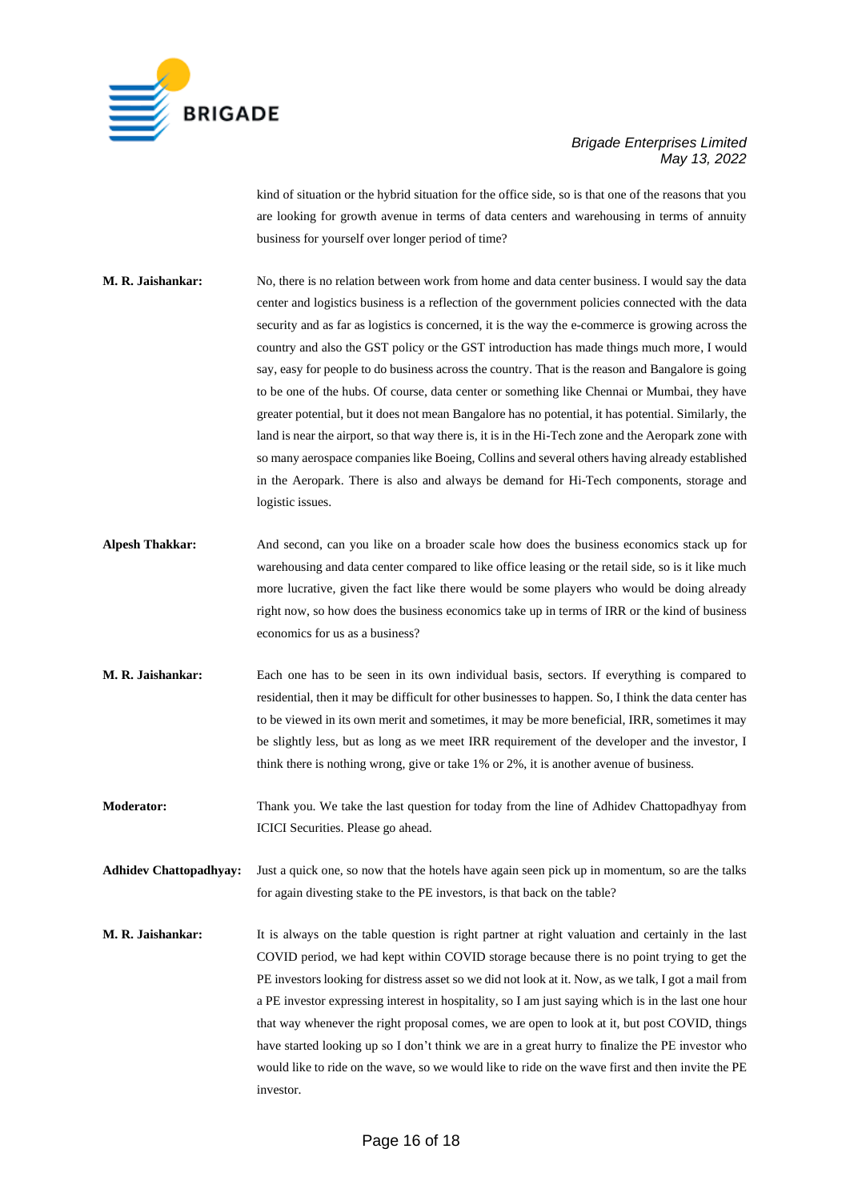kind of situation or the hybrid situation for the office side, so is that one of the reasons that you are looking for growth avenue in terms of data centers and warehousing in terms of annuity business for yourself over longer period of time?

**M. R. Jaishankar:** No, there is no relation between work from home and data center business. I would say the data center and logistics business is a reflection of the government policies connected with the data security and as far as logistics is concerned, it is the way the e-commerce is growing across the country and also the GST policy or the GST introduction has made things much more, I would say, easy for people to do business across the country. That is the reason and Bangalore is going to be one of the hubs. Of course, data center or something like Chennai or Mumbai, they have greater potential, but it does not mean Bangalore has no potential, it has potential. Similarly, the land is near the airport, so that way there is, it is in the Hi-Tech zone and the Aeropark zone with so many aerospace companies like Boeing, Collins and several others having already established in the Aeropark. There is also and always be demand for Hi-Tech components, storage and logistic issues.

**Alpesh Thakkar:** And second, can you like on a broader scale how does the business economics stack up for warehousing and data center compared to like office leasing or the retail side, so is it like much more lucrative, given the fact like there would be some players who would be doing already right now, so how does the business economics take up in terms of IRR or the kind of business economics for us as a business?

**M. R. Jaishankar:** Each one has to be seen in its own individual basis, sectors. If everything is compared to residential, then it may be difficult for other businesses to happen. So, I think the data center has to be viewed in its own merit and sometimes, it may be more beneficial, IRR, sometimes it may be slightly less, but as long as we meet IRR requirement of the developer and the investor, I think there is nothing wrong, give or take 1% or 2%, it is another avenue of business.

**Moderator:** Thank you. We take the last question for today from the line of Adhidev Chattopadhyay from ICICI Securities. Please go ahead.

**Adhidev Chattopadhyay:** Just a quick one, so now that the hotels have again seen pick up in momentum, so are the talks for again divesting stake to the PE investors, is that back on the table?

**M. R. Jaishankar:** It is always on the table question is right partner at right valuation and certainly in the last COVID period, we had kept within COVID storage because there is no point trying to get the PE investors looking for distress asset so we did not look at it. Now, as we talk, I got a mail from a PE investor expressing interest in hospitality, so I am just saying which is in the last one hour that way whenever the right proposal comes, we are open to look at it, but post COVID, things have started looking up so I don't think we are in a great hurry to finalize the PE investor who would like to ride on the wave, so we would like to ride on the wave first and then invite the PE investor.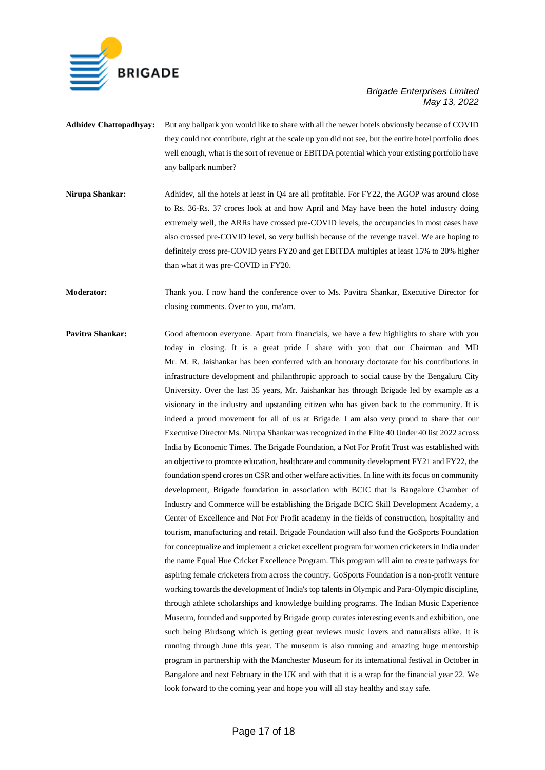**Adhidev Chattopadhyay:** But any ballpark you would like to share with all the newer hotels obviously because of COVID they could not contribute, right at the scale up you did not see, but the entire hotel portfolio does well enough, what is the sort of revenue or EBITDA potential which your existing portfolio have any ballpark number?

**Nirupa Shankar:** Adhidev, all the hotels at least in Q4 are all profitable. For FY22, the AGOP was around close to Rs. 36-Rs. 37 crores look at and how April and May have been the hotel industry doing extremely well, the ARRs have crossed pre-COVID levels, the occupancies in most cases have also crossed pre-COVID level, so very bullish because of the revenge travel. We are hoping to definitely cross pre-COVID years FY20 and get EBITDA multiples at least 15% to 20% higher than what it was pre-COVID in FY20.

**Moderator:** Thank you. I now hand the conference over to Ms. Pavitra Shankar, Executive Director for closing comments. Over to you, ma'am.

**Pavitra Shankar:** Good afternoon everyone. Apart from financials, we have a few highlights to share with you today in closing. It is a great pride I share with you that our Chairman and MD Mr. M. R. Jaishankar has been conferred with an honorary doctorate for his contributions in infrastructure development and philanthropic approach to social cause by the Bengaluru City University. Over the last 35 years, Mr. Jaishankar has through Brigade led by example as a visionary in the industry and upstanding citizen who has given back to the community. It is indeed a proud movement for all of us at Brigade. I am also very proud to share that our Executive Director Ms. Nirupa Shankar was recognized in the Elite 40 Under 40 list 2022 across India by Economic Times. The Brigade Foundation, a Not For Profit Trust was established with an objective to promote education, healthcare and community development FY21 and FY22, the foundation spend crores on CSR and other welfare activities. In line with its focus on community development, Brigade foundation in association with BCIC that is Bangalore Chamber of Industry and Commerce will be establishing the Brigade BCIC Skill Development Academy, a Center of Excellence and Not For Profit academy in the fields of construction, hospitality and tourism, manufacturing and retail. Brigade Foundation will also fund the GoSports Foundation for conceptualize and implement a cricket excellent program for women cricketers in India under the name Equal Hue Cricket Excellence Program. This program will aim to create pathways for aspiring female cricketers from across the country. GoSports Foundation is a non-profit venture working towards the development of India's top talents in Olympic and Para-Olympic discipline, through athlete scholarships and knowledge building programs. The Indian Music Experience Museum, founded and supported by Brigade group curates interesting events and exhibition, one such being Birdsong which is getting great reviews music lovers and naturalists alike. It is running through June this year. The museum is also running and amazing huge mentorship program in partnership with the Manchester Museum for its international festival in October in Bangalore and next February in the UK and with that it is a wrap for the financial year 22. We look forward to the coming year and hope you will all stay healthy and stay safe.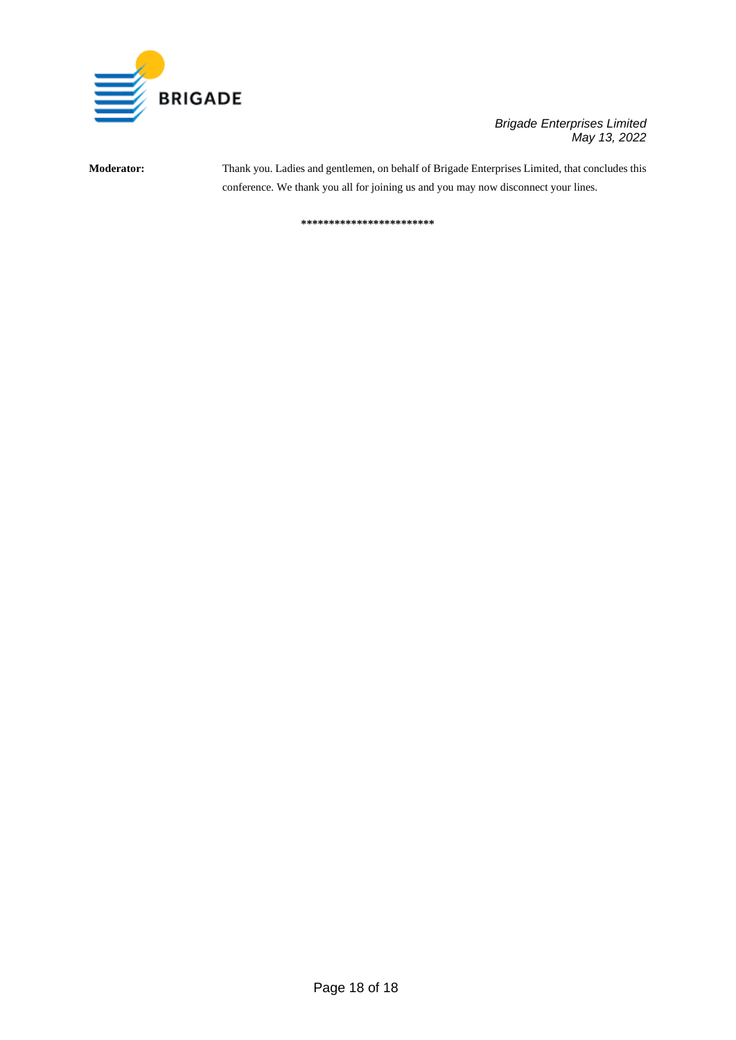**Moderator:** Thank you. Ladies and gentlemen, on behalf of Brigade Enterprises Limited, that concludes this conference. We thank you all for joining us and you may now disconnect your lines.

************************